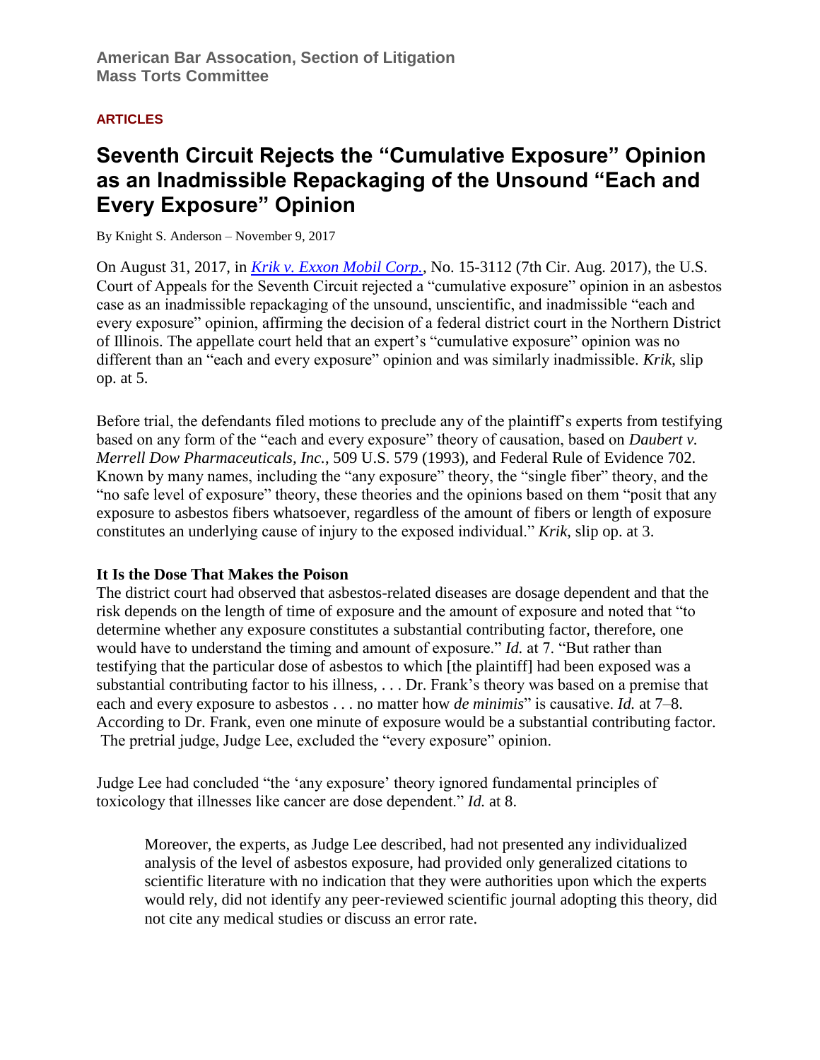**American Bar Assocation, Section of Litigation**
**Mass Torts Committee**

**ARTICLES**

# Seventh Circuit Rejects the "Cumulative Exposure" Opinion as an Inadmissible Repackaging of the Unsound "Each and Every Exposure" Opinion

By Knight S. Anderson – November 9, 2017

On August 31, 2017, in *Krik v. Exxon Mobil Corp.*, No. 15-3112 (7th Cir. Aug. 2017), the U.S. Court of Appeals for the Seventh Circuit rejected a "cumulative exposure" opinion in an asbestos case as an inadmissible repackaging of the unsound, unscientific, and inadmissible "each and every exposure" opinion, affirming the decision of a federal district court in the Northern District of Illinois. The appellate court held that an expert's "cumulative exposure" opinion was no different than an "each and every exposure" opinion and was similarly inadmissible. *Krik*, slip op. at 5.

Before trial, the defendants filed motions to preclude any of the plaintiff's experts from testifying based on any form of the "each and every exposure" theory of causation, based on *Daubert v. Merrell Dow Pharmaceuticals, Inc.*, 509 U.S. 579 (1993), and Federal Rule of Evidence 702. Known by many names, including the "any exposure" theory, the "single fiber" theory, and the "no safe level of exposure" theory, these theories and the opinions based on them "posit that any exposure to asbestos fibers whatsoever, regardless of the amount of fibers or length of exposure constitutes an underlying cause of injury to the exposed individual." *Krik*, slip op. at 3.

**It Is the Dose That Makes the Poison**

The district court had observed that asbestos-related diseases are dosage dependent and that the risk depends on the length of time of exposure and the amount of exposure and noted that "to determine whether any exposure constitutes a substantial contributing factor, therefore, one would have to understand the timing and amount of exposure." *Id.* at 7. "But rather than testifying that the particular dose of asbestos to which [the plaintiff] had been exposed was a substantial contributing factor to his illness, . . . Dr. Frank's theory was based on a premise that each and every exposure to asbestos . . . no matter how *de minimis*" is causative. *Id.* at 7–8. According to Dr. Frank, even one minute of exposure would be a substantial contributing factor. The pretrial judge, Judge Lee, excluded the "every exposure" opinion.

Judge Lee had concluded "the 'any exposure' theory ignored fundamental principles of toxicology that illnesses like cancer are dose dependent." *Id.* at 8.

> Moreover, the experts, as Judge Lee described, had not presented any individualized analysis of the level of asbestos exposure, had provided only generalized citations to scientific literature with no indication that they were authorities upon which the experts would rely, did not identify any peer-reviewed scientific journal adopting this theory, did not cite any medical studies or discuss an error rate.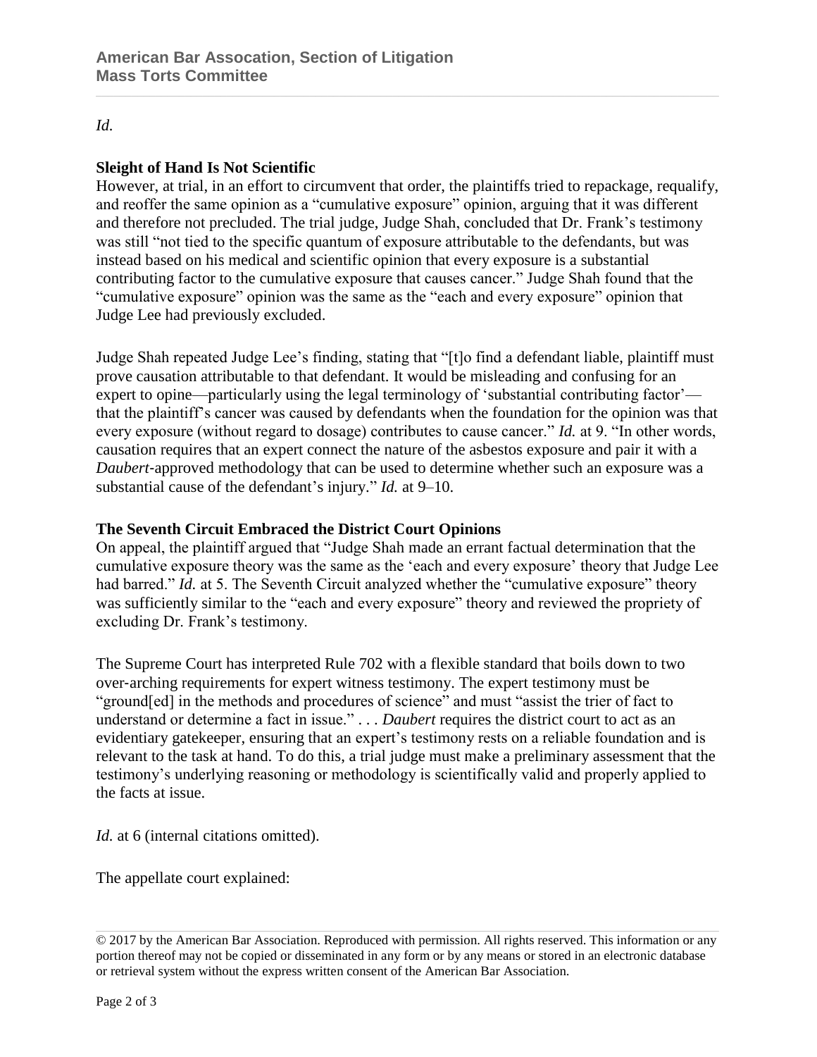*Id.*

**Sleight of Hand Is Not Scientific**

However, at trial, in an effort to circumvent that order, the plaintiffs tried to repackage, requalify, and reoffer the same opinion as a "cumulative exposure" opinion, arguing that it was different and therefore not precluded. The trial judge, Judge Shah, concluded that Dr. Frank's testimony was still "not tied to the specific quantum of exposure attributable to the defendants, but was instead based on his medical and scientific opinion that every exposure is a substantial contributing factor to the cumulative exposure that causes cancer." Judge Shah found that the "cumulative exposure" opinion was the same as the "each and every exposure" opinion that Judge Lee had previously excluded.

Judge Shah repeated Judge Lee's finding, stating that "[t]o find a defendant liable, plaintiff must prove causation attributable to that defendant. It would be misleading and confusing for an expert to opine—particularly using the legal terminology of 'substantial contributing factor'—that the plaintiff's cancer was caused by defendants when the foundation for the opinion was that every exposure (without regard to dosage) contributes to cause cancer." *Id.* at 9. "In other words, causation requires that an expert connect the nature of the asbestos exposure and pair it with a *Daubert*-approved methodology that can be used to determine whether such an exposure was a substantial cause of the defendant's injury." *Id.* at 9–10.

**The Seventh Circuit Embraced the District Court Opinions**

On appeal, the plaintiff argued that "Judge Shah made an errant factual determination that the cumulative exposure theory was the same as the 'each and every exposure' theory that Judge Lee had barred." *Id.* at 5. The Seventh Circuit analyzed whether the "cumulative exposure" theory was sufficiently similar to the "each and every exposure" theory and reviewed the propriety of excluding Dr. Frank's testimony.

The Supreme Court has interpreted Rule 702 with a flexible standard that boils down to two over-arching requirements for expert witness testimony. The expert testimony must be "ground[ed] in the methods and procedures of science" and must "assist the trier of fact to understand or determine a fact in issue." . . . *Daubert* requires the district court to act as an evidentiary gatekeeper, ensuring that an expert's testimony rests on a reliable foundation and is relevant to the task at hand. To do this, a trial judge must make a preliminary assessment that the testimony's underlying reasoning or methodology is scientifically valid and properly applied to the facts at issue.

*Id.* at 6 (internal citations omitted).

The appellate court explained: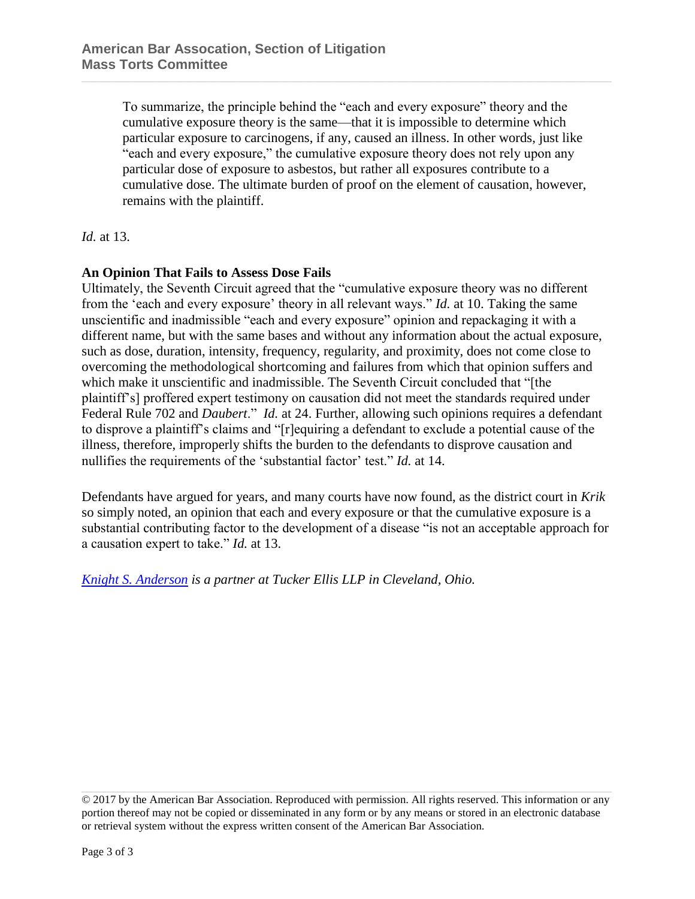> To summarize, the principle behind the "each and every exposure" theory and the cumulative exposure theory is the same—that it is impossible to determine which particular exposure to carcinogens, if any, caused an illness. In other words, just like "each and every exposure," the cumulative exposure theory does not rely upon any particular dose of exposure to asbestos, but rather all exposures contribute to a cumulative dose. The ultimate burden of proof on the element of causation, however, remains with the plaintiff.

*Id.* at 13.

**An Opinion That Fails to Assess Dose Fails**

Ultimately, the Seventh Circuit agreed that the "cumulative exposure theory was no different from the 'each and every exposure' theory in all relevant ways." *Id.* at 10. Taking the same unscientific and inadmissible "each and every exposure" opinion and repackaging it with a different name, but with the same bases and without any information about the actual exposure, such as dose, duration, intensity, frequency, regularity, and proximity, does not come close to overcoming the methodological shortcoming and failures from which that opinion suffers and which make it unscientific and inadmissible. The Seventh Circuit concluded that "[the plaintiff's] proffered expert testimony on causation did not meet the standards required under Federal Rule 702 and *Daubert*." *Id.* at 24. Further, allowing such opinions requires a defendant to disprove a plaintiff's claims and "[r]equiring a defendant to exclude a potential cause of the illness, therefore, improperly shifts the burden to the defendants to disprove causation and nullifies the requirements of the 'substantial factor' test." *Id.* at 14.

Defendants have argued for years, and many courts have now found, as the district court in *Krik* so simply noted, an opinion that each and every exposure or that the cumulative exposure is a substantial contributing factor to the development of a disease "is not an acceptable approach for a causation expert to take." *Id.* at 13.

*Knight S. Anderson is a partner at Tucker Ellis LLP in Cleveland, Ohio.*

© 2017 by the American Bar Association. Reproduced with permission. All rights reserved. This information or any portion thereof may not be copied or disseminated in any form or by any means or stored in an electronic database or retrieval system without the express written consent of the American Bar Association.